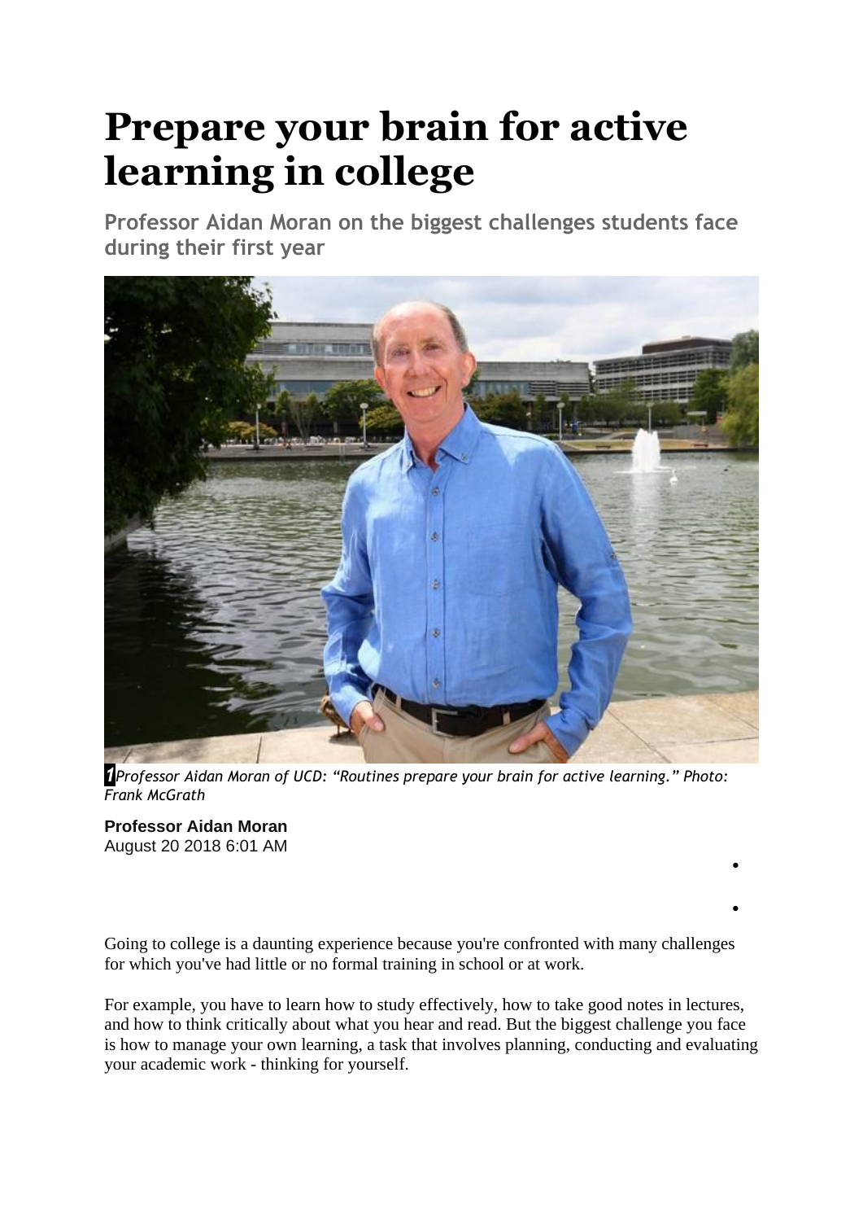# Prepare your brain for active learning in college

## Professor Aidan Moran on the biggest challenges students face during their first year

*Professor Aidan Moran of UCD: "Routines prepare your brain for active learning." Photo: Frank McGrath*

**Professor Aidan Moran**
August 20 2018 6:01 AM

Going to college is a daunting experience because you're confronted with many challenges for which you've had little or no formal training in school or at work.

For example, you have to learn how to study effectively, how to take good notes in lectures, and how to think critically about what you hear and read. But the biggest challenge you face is how to manage your own learning, a task that involves planning, conducting and evaluating your academic work - thinking for yourself.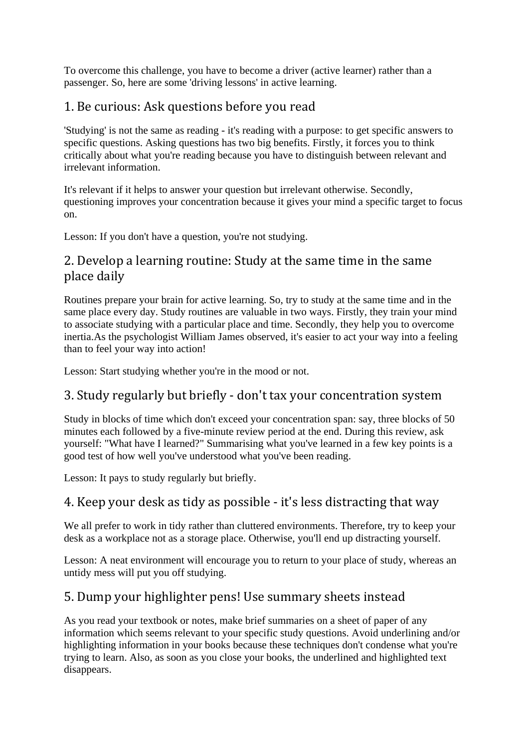To overcome this challenge, you have to become a driver (active learner) rather than a passenger. So, here are some 'driving lessons' in active learning.

## 1. Be curious: Ask questions before you read

'Studying' is not the same as reading - it's reading with a purpose: to get specific answers to specific questions. Asking questions has two big benefits. Firstly, it forces you to think critically about what you're reading because you have to distinguish between relevant and irrelevant information.

It's relevant if it helps to answer your question but irrelevant otherwise. Secondly, questioning improves your concentration because it gives your mind a specific target to focus on.

Lesson: If you don't have a question, you're not studying.

## 2. Develop a learning routine: Study at the same time in the same place daily

Routines prepare your brain for active learning. So, try to study at the same time and in the same place every day. Study routines are valuable in two ways. Firstly, they train your mind to associate studying with a particular place and time. Secondly, they help you to overcome inertia.As the psychologist William James observed, it's easier to act your way into a feeling than to feel your way into action!

Lesson: Start studying whether you're in the mood or not.

## 3. Study regularly but briefly - don't tax your concentration system

Study in blocks of time which don't exceed your concentration span: say, three blocks of 50 minutes each followed by a five-minute review period at the end. During this review, ask yourself: "What have I learned?" Summarising what you've learned in a few key points is a good test of how well you've understood what you've been reading.

Lesson: It pays to study regularly but briefly.

## 4. Keep your desk as tidy as possible - it's less distracting that way

We all prefer to work in tidy rather than cluttered environments. Therefore, try to keep your desk as a workplace not as a storage place. Otherwise, you'll end up distracting yourself.

Lesson: A neat environment will encourage you to return to your place of study, whereas an untidy mess will put you off studying.

## 5. Dump your highlighter pens! Use summary sheets instead

As you read your textbook or notes, make brief summaries on a sheet of paper of any information which seems relevant to your specific study questions. Avoid underlining and/or highlighting information in your books because these techniques don't condense what you're trying to learn. Also, as soon as you close your books, the underlined and highlighted text disappears.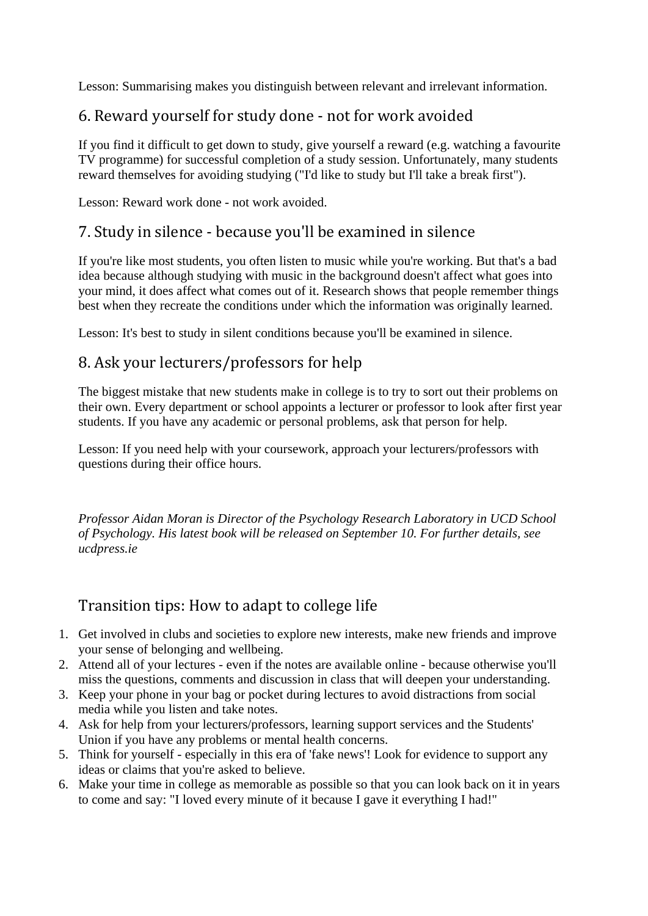Lesson: Summarising makes you distinguish between relevant and irrelevant information.

## 6. Reward yourself for study done - not for work avoided

If you find it difficult to get down to study, give yourself a reward (e.g. watching a favourite TV programme) for successful completion of a study session. Unfortunately, many students reward themselves for avoiding studying ("I'd like to study but I'll take a break first").

Lesson: Reward work done - not work avoided.

## 7. Study in silence - because you'll be examined in silence

If you're like most students, you often listen to music while you're working. But that's a bad idea because although studying with music in the background doesn't affect what goes into your mind, it does affect what comes out of it. Research shows that people remember things best when they recreate the conditions under which the information was originally learned.

Lesson: It's best to study in silent conditions because you'll be examined in silence.

## 8. Ask your lecturers/professors for help

The biggest mistake that new students make in college is to try to sort out their problems on their own. Every department or school appoints a lecturer or professor to look after first year students. If you have any academic or personal problems, ask that person for help.

Lesson: If you need help with your coursework, approach your lecturers/professors with questions during their office hours.

*Professor Aidan Moran is Director of the Psychology Research Laboratory in UCD School of Psychology. His latest book will be released on September 10. For further details, see ucdpress.ie*

## Transition tips: How to adapt to college life

1. Get involved in clubs and societies to explore new interests, make new friends and improve your sense of belonging and wellbeing.
2. Attend all of your lectures - even if the notes are available online - because otherwise you'll miss the questions, comments and discussion in class that will deepen your understanding.
3. Keep your phone in your bag or pocket during lectures to avoid distractions from social media while you listen and take notes.
4. Ask for help from your lecturers/professors, learning support services and the Students' Union if you have any problems or mental health concerns.
5. Think for yourself - especially in this era of 'fake news'! Look for evidence to support any ideas or claims that you're asked to believe.
6. Make your time in college as memorable as possible so that you can look back on it in years to come and say: "I loved every minute of it because I gave it everything I had!"